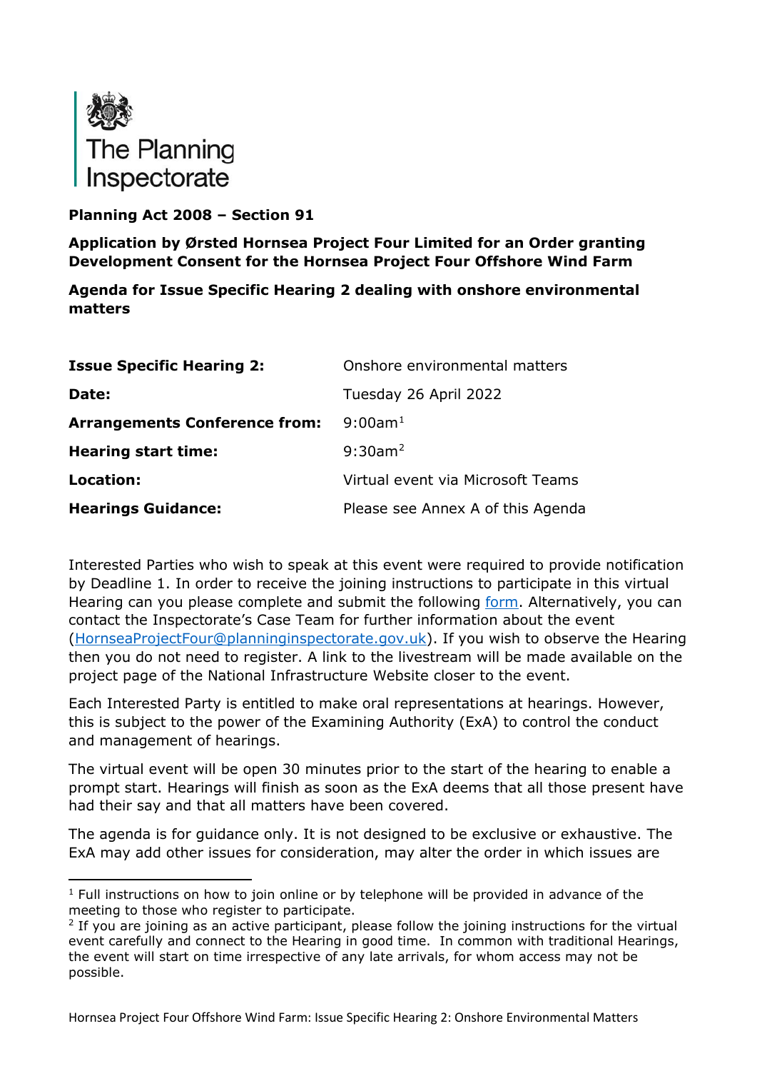The Planning Inspectorate

**Planning Act 2008 – Section 91**

**Application by Ørsted Hornsea Project Four Limited for an Order granting Development Consent for the Hornsea Project Four Offshore Wind Farm**

**Agenda for Issue Specific Hearing 2 dealing with onshore environmental matters**

| | |
|---|---|
| **Issue Specific Hearing 2:** | Onshore environmental matters |
| **Date:** | Tuesday 26 April 2022 |
| **Arrangements Conference from:** | 9:00am[1] |
| **Hearing start time:** | 9:30am[2] |
| **Location:** | Virtual event via Microsoft Teams |
| **Hearings Guidance:** | Please see Annex A of this Agenda |

Interested Parties who wish to speak at this event were required to provide notification by Deadline 1. In order to receive the joining instructions to participate in this virtual Hearing can you please complete and submit the following form. Alternatively, you can contact the Inspectorate's Case Team for further information about the event (HornseaProjectFour@planninginspectorate.gov.uk). If you wish to observe the Hearing then you do not need to register. A link to the livestream will be made available on the project page of the National Infrastructure Website closer to the event.

Each Interested Party is entitled to make oral representations at hearings. However, this is subject to the power of the Examining Authority (ExA) to control the conduct and management of hearings.

The virtual event will be open 30 minutes prior to the start of the hearing to enable a prompt start. Hearings will finish as soon as the ExA deems that all those present have had their say and that all matters have been covered.

The agenda is for guidance only. It is not designed to be exclusive or exhaustive. The ExA may add other issues for consideration, may alter the order in which issues are

[1] Full instructions on how to join online or by telephone will be provided in advance of the meeting to those who register to participate.

[2] If you are joining as an active participant, please follow the joining instructions for the virtual event carefully and connect to the Hearing in good time. In common with traditional Hearings, the event will start on time irrespective of any late arrivals, for whom access may not be possible.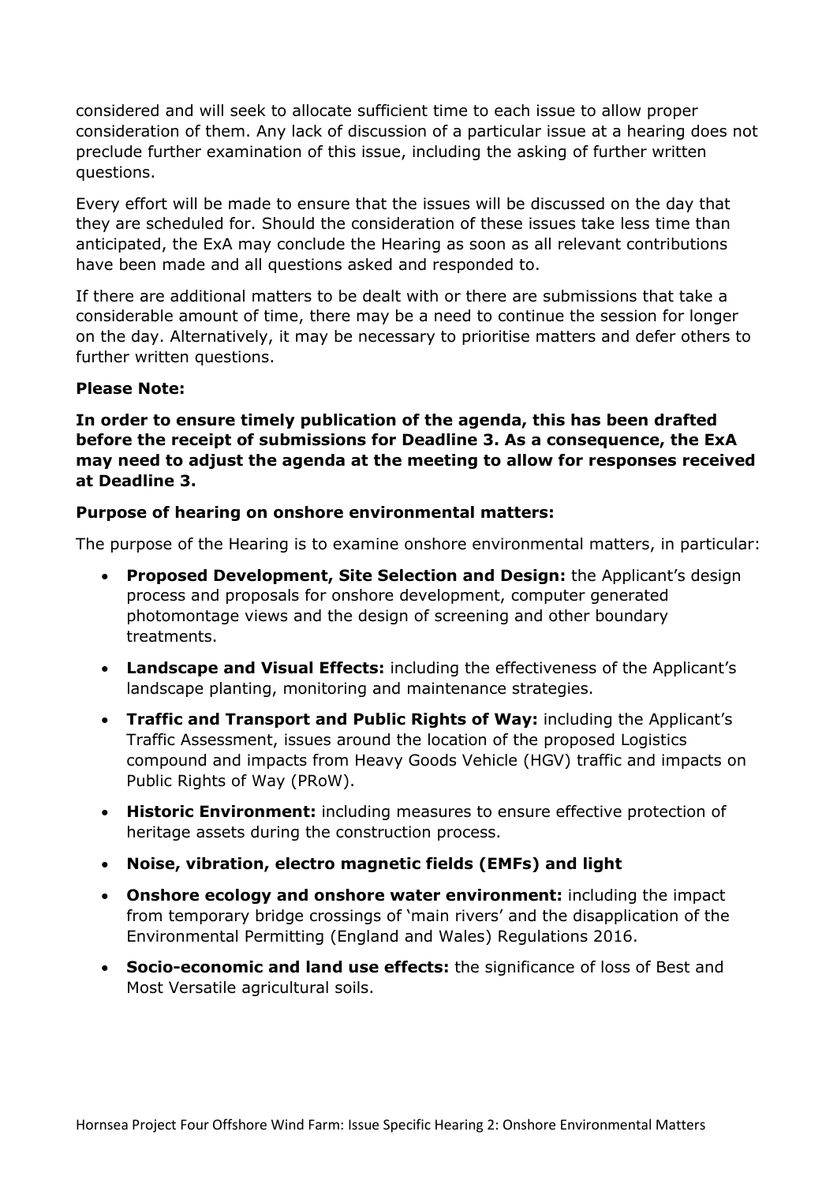considered and will seek to allocate sufficient time to each issue to allow proper consideration of them. Any lack of discussion of a particular issue at a hearing does not preclude further examination of this issue, including the asking of further written questions.

Every effort will be made to ensure that the issues will be discussed on the day that they are scheduled for. Should the consideration of these issues take less time than anticipated, the ExA may conclude the Hearing as soon as all relevant contributions have been made and all questions asked and responded to.

If there are additional matters to be dealt with or there are submissions that take a considerable amount of time, there may be a need to continue the session for longer on the day. Alternatively, it may be necessary to prioritise matters and defer others to further written questions.

**Please Note:**

**In order to ensure timely publication of the agenda, this has been drafted before the receipt of submissions for Deadline 3. As a consequence, the ExA may need to adjust the agenda at the meeting to allow for responses received at Deadline 3.**

**Purpose of hearing on onshore environmental matters:**

The purpose of the Hearing is to examine onshore environmental matters, in particular:

- **Proposed Development, Site Selection and Design:** the Applicant's design process and proposals for onshore development, computer generated photomontage views and the design of screening and other boundary treatments.
- **Landscape and Visual Effects:** including the effectiveness of the Applicant's landscape planting, monitoring and maintenance strategies.
- **Traffic and Transport and Public Rights of Way:** including the Applicant's Traffic Assessment, issues around the location of the proposed Logistics compound and impacts from Heavy Goods Vehicle (HGV) traffic and impacts on Public Rights of Way (PRoW).
- **Historic Environment:** including measures to ensure effective protection of heritage assets during the construction process.
- **Noise, vibration, electro magnetic fields (EMFs) and light**
- **Onshore ecology and onshore water environment:** including the impact from temporary bridge crossings of 'main rivers' and the disapplication of the Environmental Permitting (England and Wales) Regulations 2016.
- **Socio-economic and land use effects:** the significance of loss of Best and Most Versatile agricultural soils.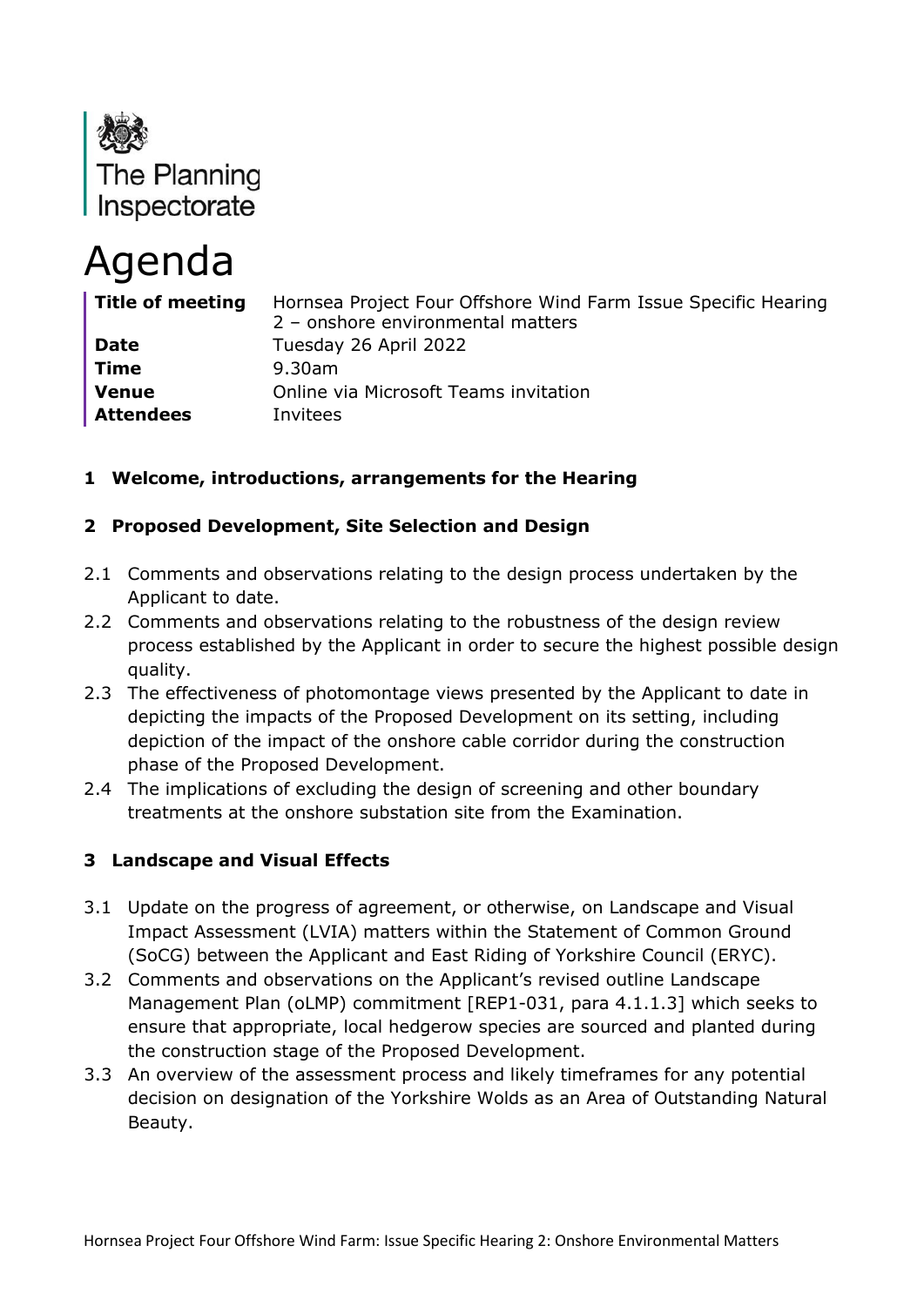The Planning Inspectorate

# Agenda

| | |
|---|---|
| **Title of meeting** | Hornsea Project Four Offshore Wind Farm Issue Specific Hearing 2 – onshore environmental matters |
| **Date** | Tuesday 26 April 2022 |
| **Time** | 9.30am |
| **Venue** | Online via Microsoft Teams invitation |
| **Attendees** | Invitees |

## 1 Welcome, introductions, arrangements for the Hearing

## 2 Proposed Development, Site Selection and Design

2.1 Comments and observations relating to the design process undertaken by the Applicant to date.

2.2 Comments and observations relating to the robustness of the design review process established by the Applicant in order to secure the highest possible design quality.

2.3 The effectiveness of photomontage views presented by the Applicant to date in depicting the impacts of the Proposed Development on its setting, including depiction of the impact of the onshore cable corridor during the construction phase of the Proposed Development.

2.4 The implications of excluding the design of screening and other boundary treatments at the onshore substation site from the Examination.

## 3 Landscape and Visual Effects

3.1 Update on the progress of agreement, or otherwise, on Landscape and Visual Impact Assessment (LVIA) matters within the Statement of Common Ground (SoCG) between the Applicant and East Riding of Yorkshire Council (ERYC).

3.2 Comments and observations on the Applicant's revised outline Landscape Management Plan (oLMP) commitment [REP1-031, para 4.1.1.3] which seeks to ensure that appropriate, local hedgerow species are sourced and planted during the construction stage of the Proposed Development.

3.3 An overview of the assessment process and likely timeframes for any potential decision on designation of the Yorkshire Wolds as an Area of Outstanding Natural Beauty.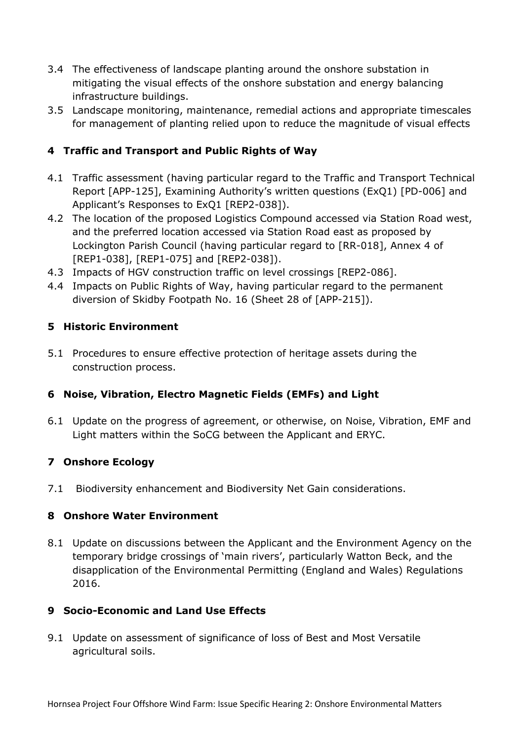3.4 The effectiveness of landscape planting around the onshore substation in mitigating the visual effects of the onshore substation and energy balancing infrastructure buildings.

3.5 Landscape monitoring, maintenance, remedial actions and appropriate timescales for management of planting relied upon to reduce the magnitude of visual effects

## 4 Traffic and Transport and Public Rights of Way

4.1 Traffic assessment (having particular regard to the Traffic and Transport Technical Report [APP-125], Examining Authority's written questions (ExQ1) [PD-006] and Applicant's Responses to ExQ1 [REP2-038]).

4.2 The location of the proposed Logistics Compound accessed via Station Road west, and the preferred location accessed via Station Road east as proposed by Lockington Parish Council (having particular regard to [RR-018], Annex 4 of [REP1-038], [REP1-075] and [REP2-038]).

4.3 Impacts of HGV construction traffic on level crossings [REP2-086].

4.4 Impacts on Public Rights of Way, having particular regard to the permanent diversion of Skidby Footpath No. 16 (Sheet 28 of [APP-215]).

## 5 Historic Environment

5.1 Procedures to ensure effective protection of heritage assets during the construction process.

## 6 Noise, Vibration, Electro Magnetic Fields (EMFs) and Light

6.1 Update on the progress of agreement, or otherwise, on Noise, Vibration, EMF and Light matters within the SoCG between the Applicant and ERYC.

## 7 Onshore Ecology

7.1 Biodiversity enhancement and Biodiversity Net Gain considerations.

## 8 Onshore Water Environment

8.1 Update on discussions between the Applicant and the Environment Agency on the temporary bridge crossings of 'main rivers', particularly Watton Beck, and the disapplication of the Environmental Permitting (England and Wales) Regulations 2016.

## 9 Socio-Economic and Land Use Effects

9.1 Update on assessment of significance of loss of Best and Most Versatile agricultural soils.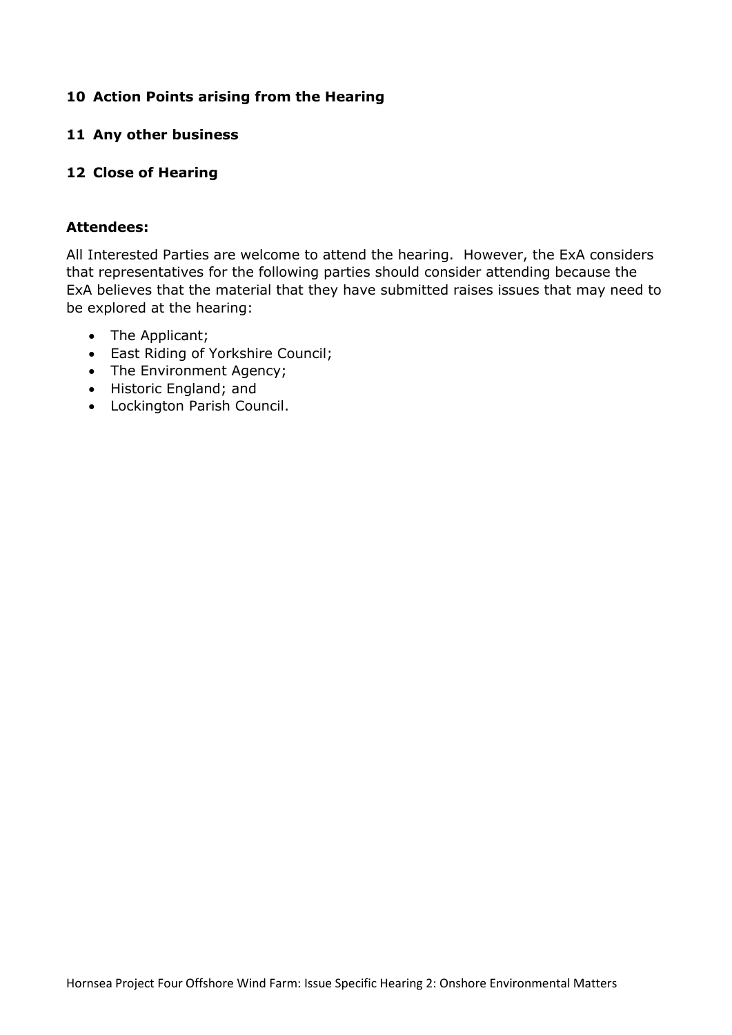## 10 Action Points arising from the Hearing

## 11 Any other business

## 12 Close of Hearing

**Attendees:**

All Interested Parties are welcome to attend the hearing. However, the ExA considers that representatives for the following parties should consider attending because the ExA believes that the material that they have submitted raises issues that may need to be explored at the hearing:

- The Applicant;
- East Riding of Yorkshire Council;
- The Environment Agency;
- Historic England; and
- Lockington Parish Council.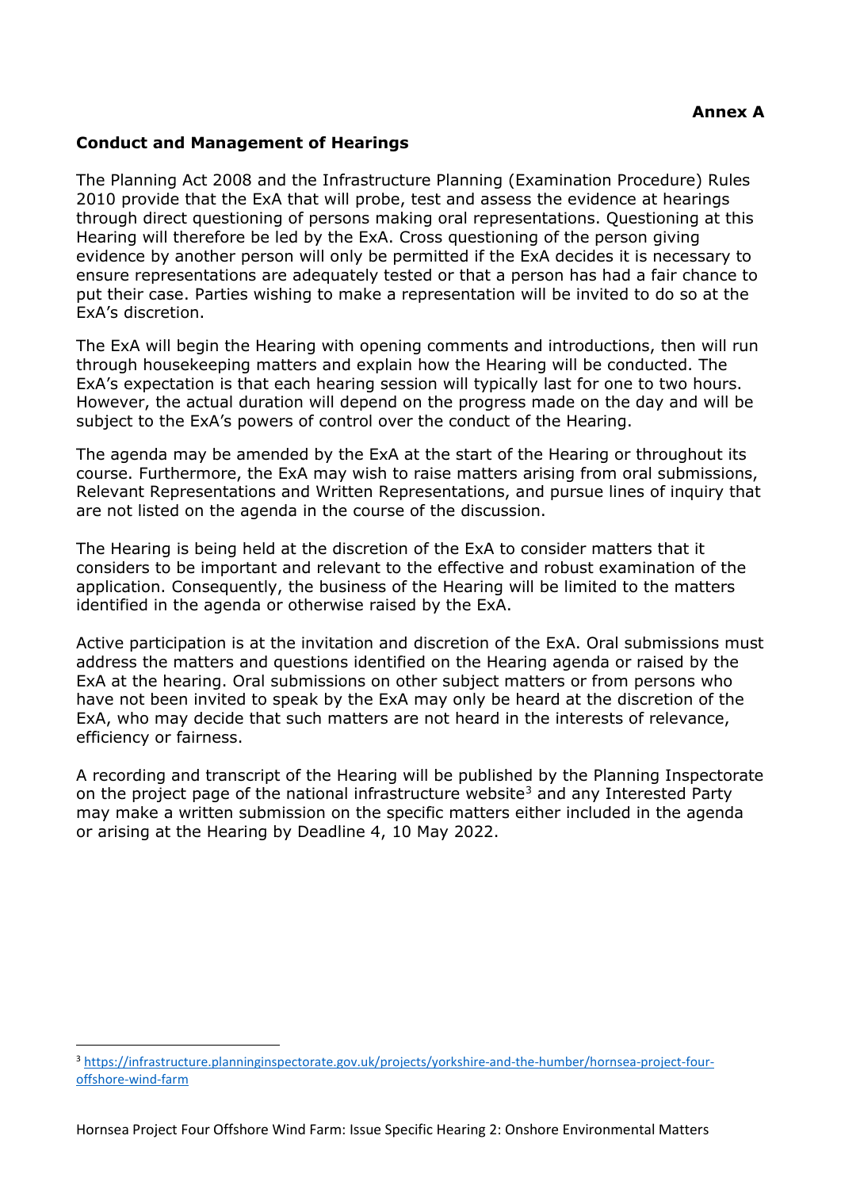**Annex A**

**Conduct and Management of Hearings**

The Planning Act 2008 and the Infrastructure Planning (Examination Procedure) Rules 2010 provide that the ExA that will probe, test and assess the evidence at hearings through direct questioning of persons making oral representations. Questioning at this Hearing will therefore be led by the ExA. Cross questioning of the person giving evidence by another person will only be permitted if the ExA decides it is necessary to ensure representations are adequately tested or that a person has had a fair chance to put their case. Parties wishing to make a representation will be invited to do so at the ExA's discretion.

The ExA will begin the Hearing with opening comments and introductions, then will run through housekeeping matters and explain how the Hearing will be conducted. The ExA's expectation is that each hearing session will typically last for one to two hours. However, the actual duration will depend on the progress made on the day and will be subject to the ExA's powers of control over the conduct of the Hearing.

The agenda may be amended by the ExA at the start of the Hearing or throughout its course. Furthermore, the ExA may wish to raise matters arising from oral submissions, Relevant Representations and Written Representations, and pursue lines of inquiry that are not listed on the agenda in the course of the discussion.

The Hearing is being held at the discretion of the ExA to consider matters that it considers to be important and relevant to the effective and robust examination of the application. Consequently, the business of the Hearing will be limited to the matters identified in the agenda or otherwise raised by the ExA.

Active participation is at the invitation and discretion of the ExA. Oral submissions must address the matters and questions identified on the Hearing agenda or raised by the ExA at the hearing. Oral submissions on other subject matters or from persons who have not been invited to speak by the ExA may only be heard at the discretion of the ExA, who may decide that such matters are not heard in the interests of relevance, efficiency or fairness.

A recording and transcript of the Hearing will be published by the Planning Inspectorate on the project page of the national infrastructure website[3] and any Interested Party may make a written submission on the specific matters either included in the agenda or arising at the Hearing by Deadline 4, 10 May 2022.

[3] https://infrastructure.planninginspectorate.gov.uk/projects/yorkshire-and-the-humber/hornsea-project-four-offshore-wind-farm